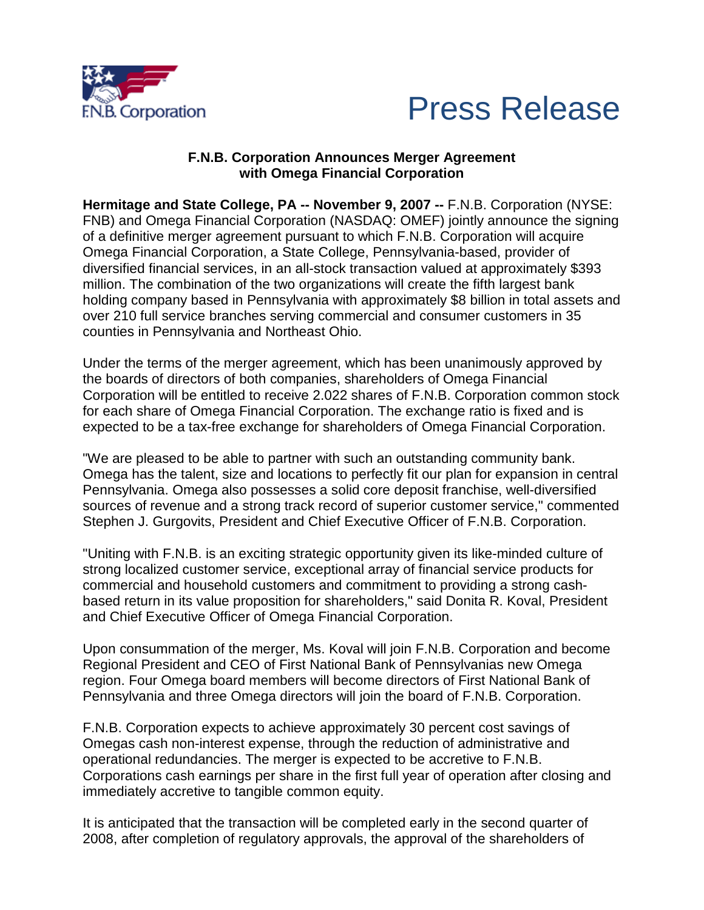F.N.B. Corporation

# Press Release

**F.N.B. Corporation Announces Merger Agreement with Omega Financial Corporation**

**Hermitage and State College, PA -- November 9, 2007 --** F.N.B. Corporation (NYSE: FNB) and Omega Financial Corporation (NASDAQ: OMEF) jointly announce the signing of a definitive merger agreement pursuant to which F.N.B. Corporation will acquire Omega Financial Corporation, a State College, Pennsylvania-based, provider of diversified financial services, in an all-stock transaction valued at approximately $393 million. The combination of the two organizations will create the fifth largest bank holding company based in Pennsylvania with approximately $8 billion in total assets and over 210 full service branches serving commercial and consumer customers in 35 counties in Pennsylvania and Northeast Ohio.

Under the terms of the merger agreement, which has been unanimously approved by the boards of directors of both companies, shareholders of Omega Financial Corporation will be entitled to receive 2.022 shares of F.N.B. Corporation common stock for each share of Omega Financial Corporation. The exchange ratio is fixed and is expected to be a tax-free exchange for shareholders of Omega Financial Corporation.

"We are pleased to be able to partner with such an outstanding community bank. Omega has the talent, size and locations to perfectly fit our plan for expansion in central Pennsylvania. Omega also possesses a solid core deposit franchise, well-diversified sources of revenue and a strong track record of superior customer service," commented Stephen J. Gurgovits, President and Chief Executive Officer of F.N.B. Corporation.

"Uniting with F.N.B. is an exciting strategic opportunity given its like-minded culture of strong localized customer service, exceptional array of financial service products for commercial and household customers and commitment to providing a strong cash-based return in its value proposition for shareholders," said Donita R. Koval, President and Chief Executive Officer of Omega Financial Corporation.

Upon consummation of the merger, Ms. Koval will join F.N.B. Corporation and become Regional President and CEO of First National Bank of Pennsylvanias new Omega region. Four Omega board members will become directors of First National Bank of Pennsylvania and three Omega directors will join the board of F.N.B. Corporation.

F.N.B. Corporation expects to achieve approximately 30 percent cost savings of Omegas cash non-interest expense, through the reduction of administrative and operational redundancies. The merger is expected to be accretive to F.N.B. Corporations cash earnings per share in the first full year of operation after closing and immediately accretive to tangible common equity.

It is anticipated that the transaction will be completed early in the second quarter of 2008, after completion of regulatory approvals, the approval of the shareholders of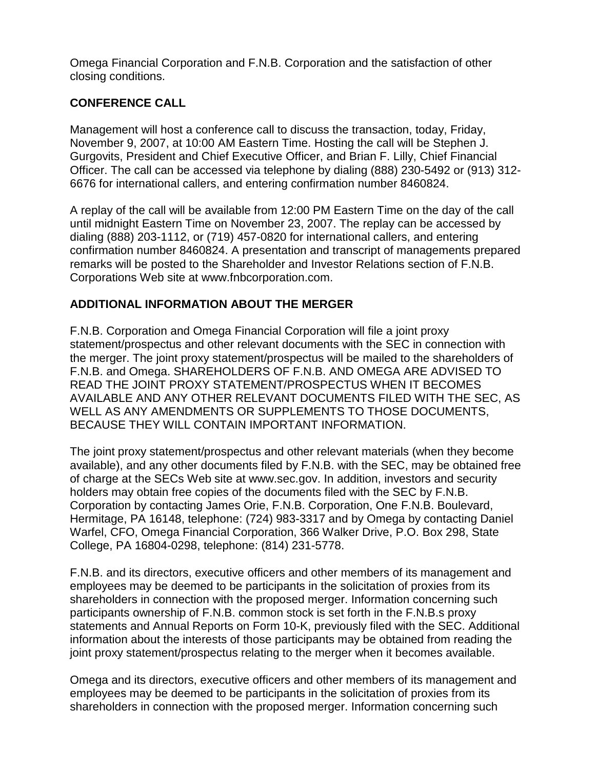Omega Financial Corporation and F.N.B. Corporation and the satisfaction of other closing conditions.

## CONFERENCE CALL

Management will host a conference call to discuss the transaction, today, Friday, November 9, 2007, at 10:00 AM Eastern Time. Hosting the call will be Stephen J. Gurgovits, President and Chief Executive Officer, and Brian F. Lilly, Chief Financial Officer. The call can be accessed via telephone by dialing (888) 230-5492 or (913) 312-6676 for international callers, and entering confirmation number 8460824.

A replay of the call will be available from 12:00 PM Eastern Time on the day of the call until midnight Eastern Time on November 23, 2007. The replay can be accessed by dialing (888) 203-1112, or (719) 457-0820 for international callers, and entering confirmation number 8460824. A presentation and transcript of managements prepared remarks will be posted to the Shareholder and Investor Relations section of F.N.B. Corporations Web site at www.fnbcorporation.com.

## ADDITIONAL INFORMATION ABOUT THE MERGER

F.N.B. Corporation and Omega Financial Corporation will file a joint proxy statement/prospectus and other relevant documents with the SEC in connection with the merger. The joint proxy statement/prospectus will be mailed to the shareholders of F.N.B. and Omega. SHAREHOLDERS OF F.N.B. AND OMEGA ARE ADVISED TO READ THE JOINT PROXY STATEMENT/PROSPECTUS WHEN IT BECOMES AVAILABLE AND ANY OTHER RELEVANT DOCUMENTS FILED WITH THE SEC, AS WELL AS ANY AMENDMENTS OR SUPPLEMENTS TO THOSE DOCUMENTS, BECAUSE THEY WILL CONTAIN IMPORTANT INFORMATION.

The joint proxy statement/prospectus and other relevant materials (when they become available), and any other documents filed by F.N.B. with the SEC, may be obtained free of charge at the SECs Web site at www.sec.gov. In addition, investors and security holders may obtain free copies of the documents filed with the SEC by F.N.B. Corporation by contacting James Orie, F.N.B. Corporation, One F.N.B. Boulevard, Hermitage, PA 16148, telephone: (724) 983-3317 and by Omega by contacting Daniel Warfel, CFO, Omega Financial Corporation, 366 Walker Drive, P.O. Box 298, State College, PA 16804-0298, telephone: (814) 231-5778.

F.N.B. and its directors, executive officers and other members of its management and employees may be deemed to be participants in the solicitation of proxies from its shareholders in connection with the proposed merger. Information concerning such participants ownership of F.N.B. common stock is set forth in the F.N.B.s proxy statements and Annual Reports on Form 10-K, previously filed with the SEC. Additional information about the interests of those participants may be obtained from reading the joint proxy statement/prospectus relating to the merger when it becomes available.

Omega and its directors, executive officers and other members of its management and employees may be deemed to be participants in the solicitation of proxies from its shareholders in connection with the proposed merger. Information concerning such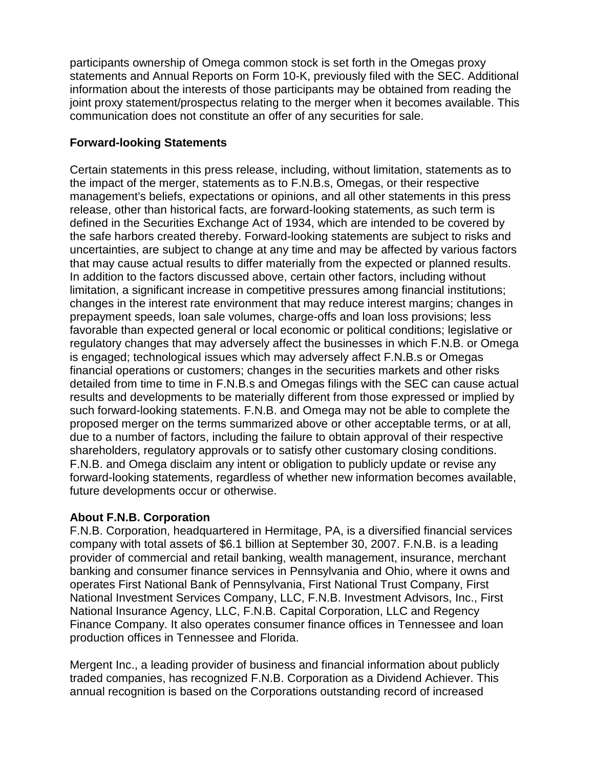participants ownership of Omega common stock is set forth in the Omegas proxy statements and Annual Reports on Form 10-K, previously filed with the SEC. Additional information about the interests of those participants may be obtained from reading the joint proxy statement/prospectus relating to the merger when it becomes available. This communication does not constitute an offer of any securities for sale.

**Forward-looking Statements**

Certain statements in this press release, including, without limitation, statements as to the impact of the merger, statements as to F.N.B.s, Omegas, or their respective management's beliefs, expectations or opinions, and all other statements in this press release, other than historical facts, are forward-looking statements, as such term is defined in the Securities Exchange Act of 1934, which are intended to be covered by the safe harbors created thereby. Forward-looking statements are subject to risks and uncertainties, are subject to change at any time and may be affected by various factors that may cause actual results to differ materially from the expected or planned results. In addition to the factors discussed above, certain other factors, including without limitation, a significant increase in competitive pressures among financial institutions; changes in the interest rate environment that may reduce interest margins; changes in prepayment speeds, loan sale volumes, charge-offs and loan loss provisions; less favorable than expected general or local economic or political conditions; legislative or regulatory changes that may adversely affect the businesses in which F.N.B. or Omega is engaged; technological issues which may adversely affect F.N.B.s or Omegas financial operations or customers; changes in the securities markets and other risks detailed from time to time in F.N.B.s and Omegas filings with the SEC can cause actual results and developments to be materially different from those expressed or implied by such forward-looking statements. F.N.B. and Omega may not be able to complete the proposed merger on the terms summarized above or other acceptable terms, or at all, due to a number of factors, including the failure to obtain approval of their respective shareholders, regulatory approvals or to satisfy other customary closing conditions. F.N.B. and Omega disclaim any intent or obligation to publicly update or revise any forward-looking statements, regardless of whether new information becomes available, future developments occur or otherwise.

**About F.N.B. Corporation**

F.N.B. Corporation, headquartered in Hermitage, PA, is a diversified financial services company with total assets of $6.1 billion at September 30, 2007. F.N.B. is a leading provider of commercial and retail banking, wealth management, insurance, merchant banking and consumer finance services in Pennsylvania and Ohio, where it owns and operates First National Bank of Pennsylvania, First National Trust Company, First National Investment Services Company, LLC, F.N.B. Investment Advisors, Inc., First National Insurance Agency, LLC, F.N.B. Capital Corporation, LLC and Regency Finance Company. It also operates consumer finance offices in Tennessee and loan production offices in Tennessee and Florida.

Mergent Inc., a leading provider of business and financial information about publicly traded companies, has recognized F.N.B. Corporation as a Dividend Achiever. This annual recognition is based on the Corporations outstanding record of increased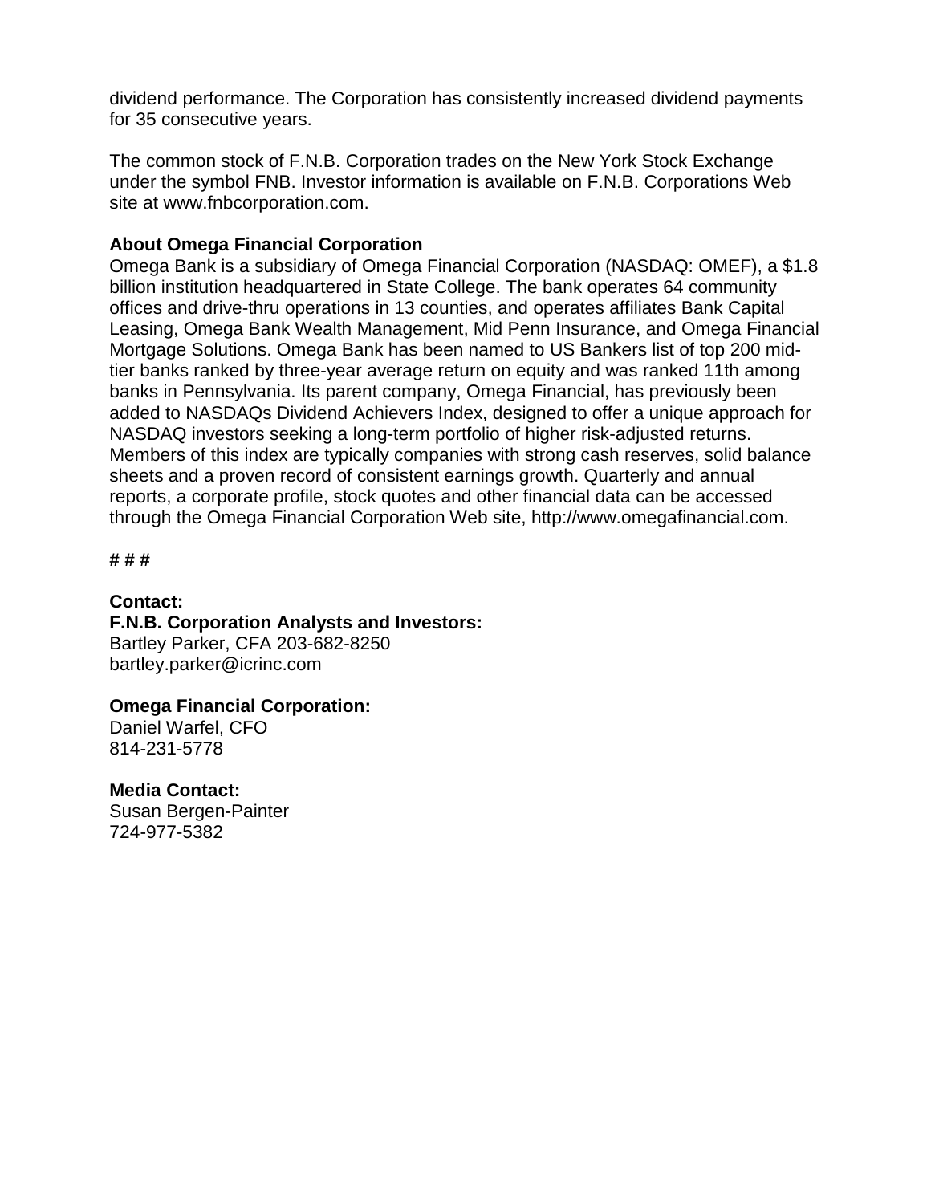dividend performance. The Corporation has consistently increased dividend payments for 35 consecutive years.

The common stock of F.N.B. Corporation trades on the New York Stock Exchange under the symbol FNB. Investor information is available on F.N.B. Corporations Web site at www.fnbcorporation.com.

**About Omega Financial Corporation**
Omega Bank is a subsidiary of Omega Financial Corporation (NASDAQ: OMEF), a $1.8 billion institution headquartered in State College. The bank operates 64 community offices and drive-thru operations in 13 counties, and operates affiliates Bank Capital Leasing, Omega Bank Wealth Management, Mid Penn Insurance, and Omega Financial Mortgage Solutions. Omega Bank has been named to US Bankers list of top 200 mid-tier banks ranked by three-year average return on equity and was ranked 11th among banks in Pennsylvania. Its parent company, Omega Financial, has previously been added to NASDAQs Dividend Achievers Index, designed to offer a unique approach for NASDAQ investors seeking a long-term portfolio of higher risk-adjusted returns. Members of this index are typically companies with strong cash reserves, solid balance sheets and a proven record of consistent earnings growth. Quarterly and annual reports, a corporate profile, stock quotes and other financial data can be accessed through the Omega Financial Corporation Web site, http://www.omegafinancial.com.

# # #

**Contact:**
**F.N.B. Corporation Analysts and Investors:**
Bartley Parker, CFA 203-682-8250
bartley.parker@icrinc.com

**Omega Financial Corporation:**
Daniel Warfel, CFO
814-231-5778

**Media Contact:**
Susan Bergen-Painter
724-977-5382